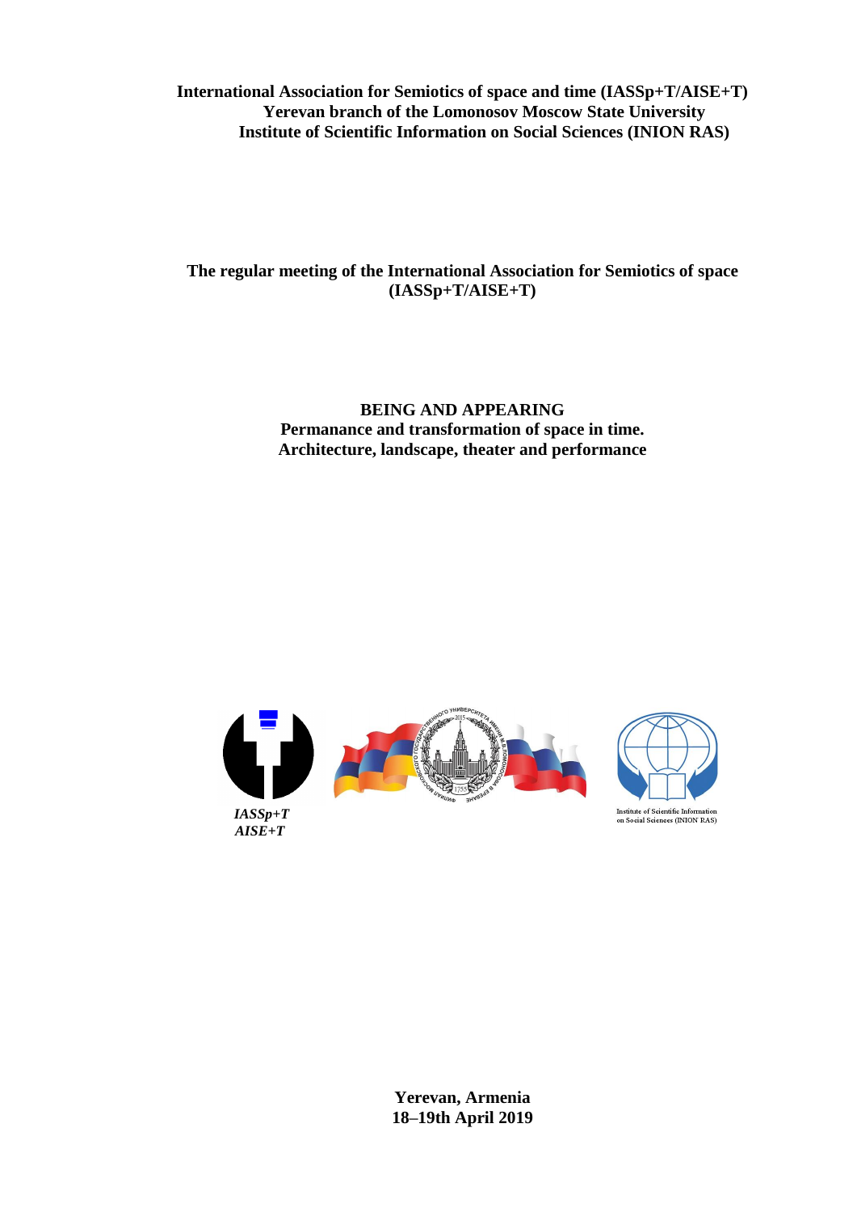**International Association for Semiotics of space and time (IASSp+T/AISE+T)**
**Yerevan branch of the Lomonosov Moscow State University**
**Institute of Scientific Information on Social Sciences (INION RAS)**

**The regular meeting of the International Association for Semiotics of space (IASSp+T/AISE+T)**

# BEING AND APPEARING

## Permanance and transformation of space in time. Architecture, landscape, theater and performance

*IASSp+T*
*AISE+T*

Institute of Scientific Information on Social Sciences (INION RAS)

**Yerevan, Armenia**
**18–19th April 2019**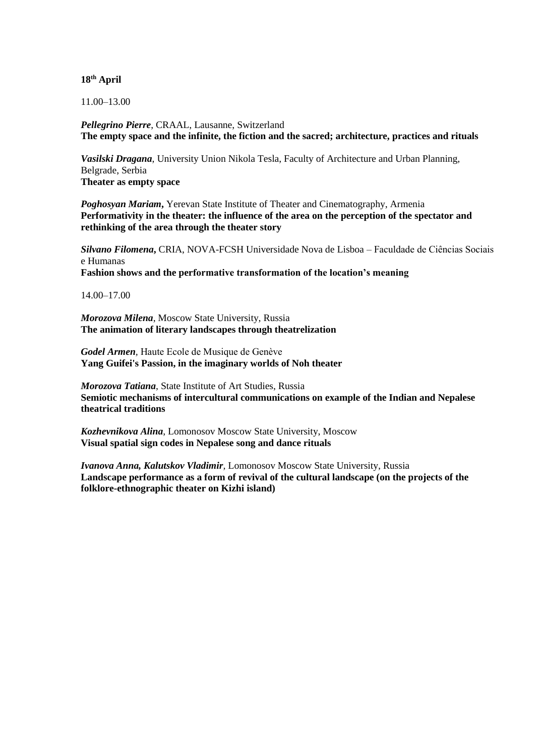**18th April**

11.00–13.00

***Pellegrino Pierre***, CRAAL, Lausanne, Switzerland
**The empty space and the infinite, the fiction and the sacred; architecture, practices and rituals**

***Vasilski Dragana***, University Union Nikola Tesla, Faculty of Architecture and Urban Planning, Belgrade, Serbia
**Theater as empty space**

***Poghosyan Mariam*,** Yerevan State Institute of Theater and Cinematography, Armenia
**Performativity in the theater: the influence of the area on the perception of the spectator and rethinking of the area through the theater story**

***Silvano Filomena*,** CRIA, NOVA-FCSH Universidade Nova de Lisboa – Faculdade de Ciências Sociais e Humanas
**Fashion shows and the performative transformation of the location's meaning**

14.00–17.00

***Morozova Milena***, Moscow State University, Russia
**The animation of literary landscapes through theatrelization**

***Godel Armen***, Haute Ecole de Musique de Genève
**Yang Guifei's Passion, in the imaginary worlds of Noh theater**

***Morozova Tatiana***, State Institute of Art Studies, Russia
**Semiotic mechanisms of intercultural communications on example of the Indian and Nepalese theatrical traditions**

***Kozhevnikova Alina***, Lomonosov Moscow State University, Moscow
**Visual spatial sign codes in Nepalese song and dance rituals**

***Ivanova Anna, Kalutskov Vladimir***, Lomonosov Moscow State University, Russia
**Landscape performance as a form of revival of the cultural landscape (on the projects of the folklore-ethnographic theater on Kizhi island)**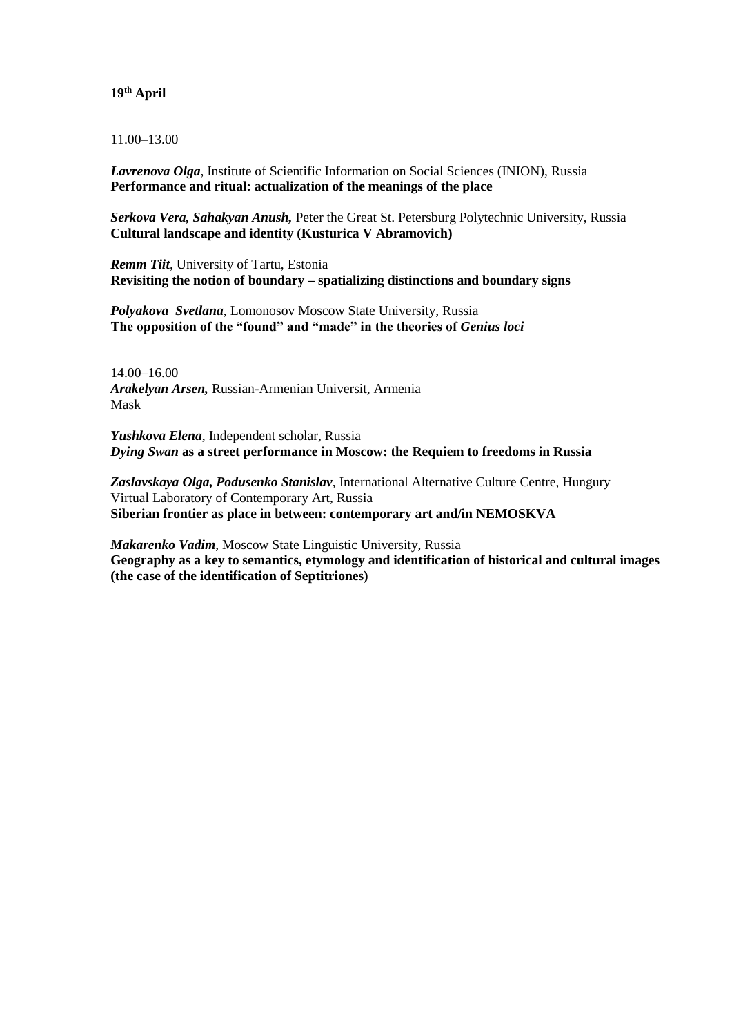**19th April**

11.00–13.00

***Lavrenova Olga***, Institute of Scientific Information on Social Sciences (INION), Russia
**Performance and ritual: actualization of the meanings of the place**

***Serkova Vera, Sahakyan Anush,*** Peter the Great St. Petersburg Polytechnic University, Russia
**Cultural landscape and identity (Kusturica V Abramovich)**

***Remm Tiit***, University of Tartu, Estonia
**Revisiting the notion of boundary – spatializing distinctions and boundary signs**

***Polyakova Svetlana***, Lomonosov Moscow State University, Russia
**The opposition of the "found" and "made" in the theories of *Genius loci***

14.00–16.00
***Arakelyan Arsen,*** Russian-Armenian Universit, Armenia
Mask

***Yushkova Elena***, Independent scholar, Russia
***Dying Swan* as a street performance in Moscow: the Requiem to freedoms in Russia**

***Zaslavskaya Olga, Podusenko Stanislav***, International Alternative Culture Centre, Hungury
Virtual Laboratory of Contemporary Art, Russia
**Siberian frontier as place in between: contemporary art and/in NEMOSKVA**

***Makarenko Vadim***, Moscow State Linguistic University, Russia
**Geography as a key to semantics, etymology and identification of historical and cultural images (the case of the identification of Septitriones)**